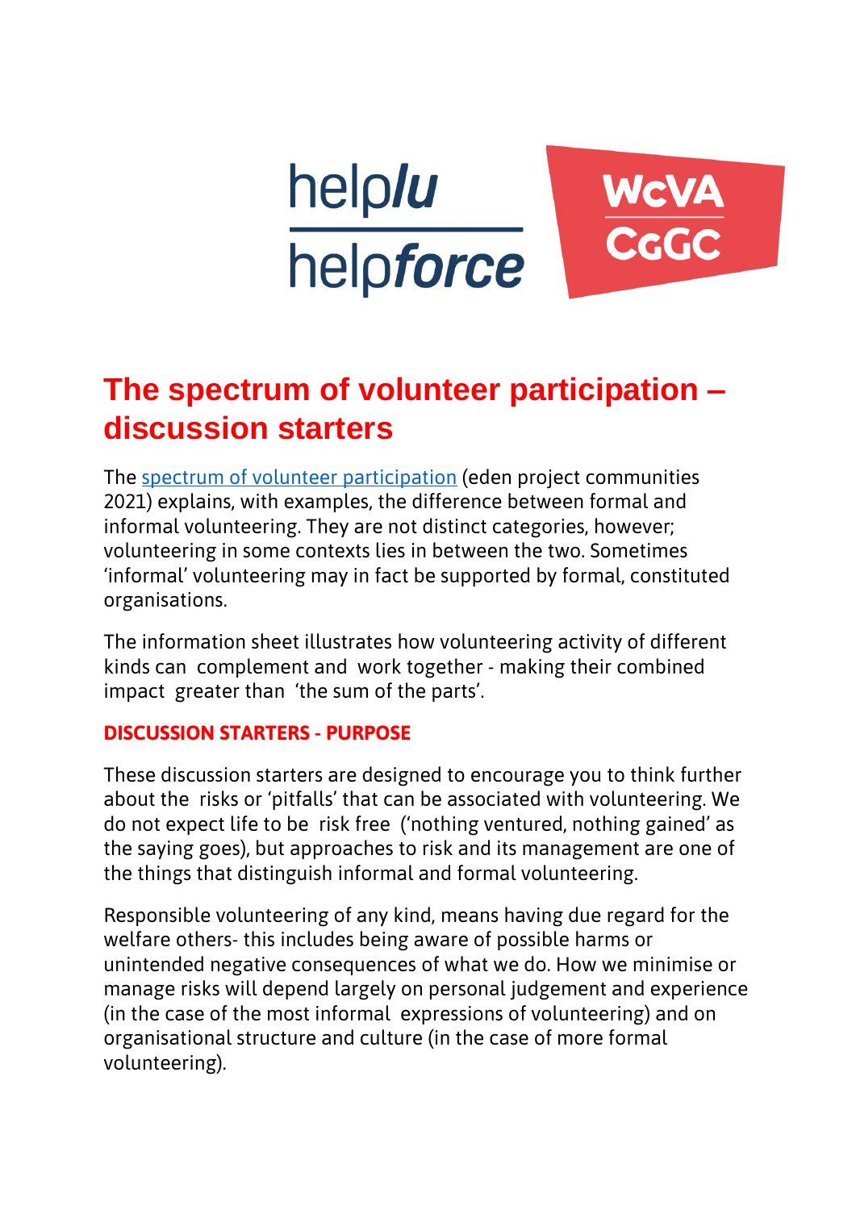helplu helpforce

WcVA CGGC

# The spectrum of volunteer participation – discussion starters

The spectrum of volunteer participation (eden project communities 2021) explains, with examples, the difference between formal and informal volunteering. They are not distinct categories, however; volunteering in some contexts lies in between the two. Sometimes 'informal' volunteering may in fact be supported by formal, constituted organisations.

The information sheet illustrates how volunteering activity of different kinds can complement and work together - making their combined impact greater than 'the sum of the parts'.

## DISCUSSION STARTERS - PURPOSE

These discussion starters are designed to encourage you to think further about the risks or 'pitfalls' that can be associated with volunteering. We do not expect life to be risk free ('nothing ventured, nothing gained' as the saying goes), but approaches to risk and its management are one of the things that distinguish informal and formal volunteering.

Responsible volunteering of any kind, means having due regard for the welfare others- this includes being aware of possible harms or unintended negative consequences of what we do. How we minimise or manage risks will depend largely on personal judgement and experience (in the case of the most informal expressions of volunteering) and on organisational structure and culture (in the case of more formal volunteering).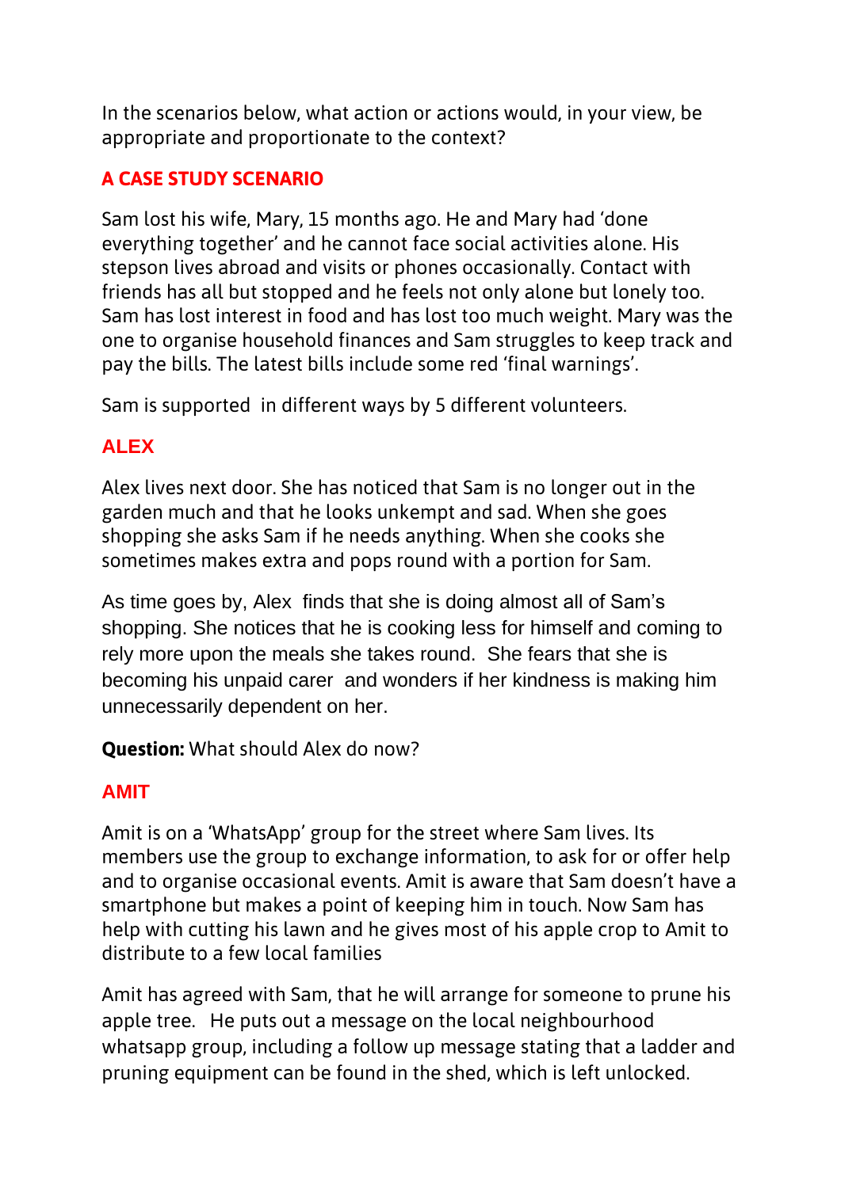In the scenarios below, what action or actions would, in your view, be appropriate and proportionate to the context?

## A CASE STUDY SCENARIO

Sam lost his wife, Mary, 15 months ago. He and Mary had 'done everything together' and he cannot face social activities alone. His stepson lives abroad and visits or phones occasionally. Contact with friends has all but stopped and he feels not only alone but lonely too. Sam has lost interest in food and has lost too much weight. Mary was the one to organise household finances and Sam struggles to keep track and pay the bills. The latest bills include some red 'final warnings'.

Sam is supported in different ways by 5 different volunteers.

## ALEX

Alex lives next door. She has noticed that Sam is no longer out in the garden much and that he looks unkempt and sad. When she goes shopping she asks Sam if he needs anything. When she cooks she sometimes makes extra and pops round with a portion for Sam.

As time goes by, Alex finds that she is doing almost all of Sam's shopping. She notices that he is cooking less for himself and coming to rely more upon the meals she takes round. She fears that she is becoming his unpaid carer and wonders if her kindness is making him unnecessarily dependent on her.

**Question:** What should Alex do now?

## AMIT

Amit is on a 'WhatsApp' group for the street where Sam lives. Its members use the group to exchange information, to ask for or offer help and to organise occasional events. Amit is aware that Sam doesn't have a smartphone but makes a point of keeping him in touch. Now Sam has help with cutting his lawn and he gives most of his apple crop to Amit to distribute to a few local families

Amit has agreed with Sam, that he will arrange for someone to prune his apple tree. He puts out a message on the local neighbourhood whatsapp group, including a follow up message stating that a ladder and pruning equipment can be found in the shed, which is left unlocked.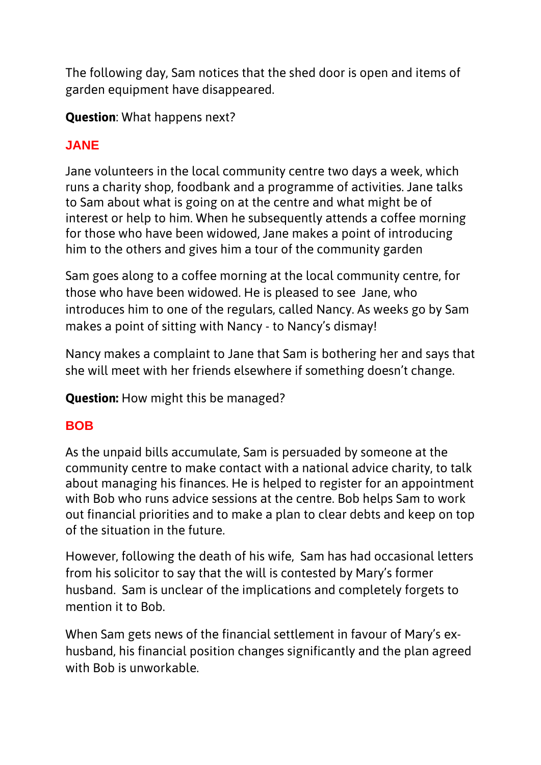The following day, Sam notices that the shed door is open and items of garden equipment have disappeared.

**Question**: What happens next?

## JANE

Jane volunteers in the local community centre two days a week, which runs a charity shop, foodbank and a programme of activities. Jane talks to Sam about what is going on at the centre and what might be of interest or help to him. When he subsequently attends a coffee morning for those who have been widowed, Jane makes a point of introducing him to the others and gives him a tour of the community garden

Sam goes along to a coffee morning at the local community centre, for those who have been widowed. He is pleased to see Jane, who introduces him to one of the regulars, called Nancy. As weeks go by Sam makes a point of sitting with Nancy - to Nancy's dismay!

Nancy makes a complaint to Jane that Sam is bothering her and says that she will meet with her friends elsewhere if something doesn't change.

**Question:** How might this be managed?

## BOB

As the unpaid bills accumulate, Sam is persuaded by someone at the community centre to make contact with a national advice charity, to talk about managing his finances. He is helped to register for an appointment with Bob who runs advice sessions at the centre. Bob helps Sam to work out financial priorities and to make a plan to clear debts and keep on top of the situation in the future.

However, following the death of his wife, Sam has had occasional letters from his solicitor to say that the will is contested by Mary's former husband. Sam is unclear of the implications and completely forgets to mention it to Bob.

When Sam gets news of the financial settlement in favour of Mary's ex-husband, his financial position changes significantly and the plan agreed with Bob is unworkable.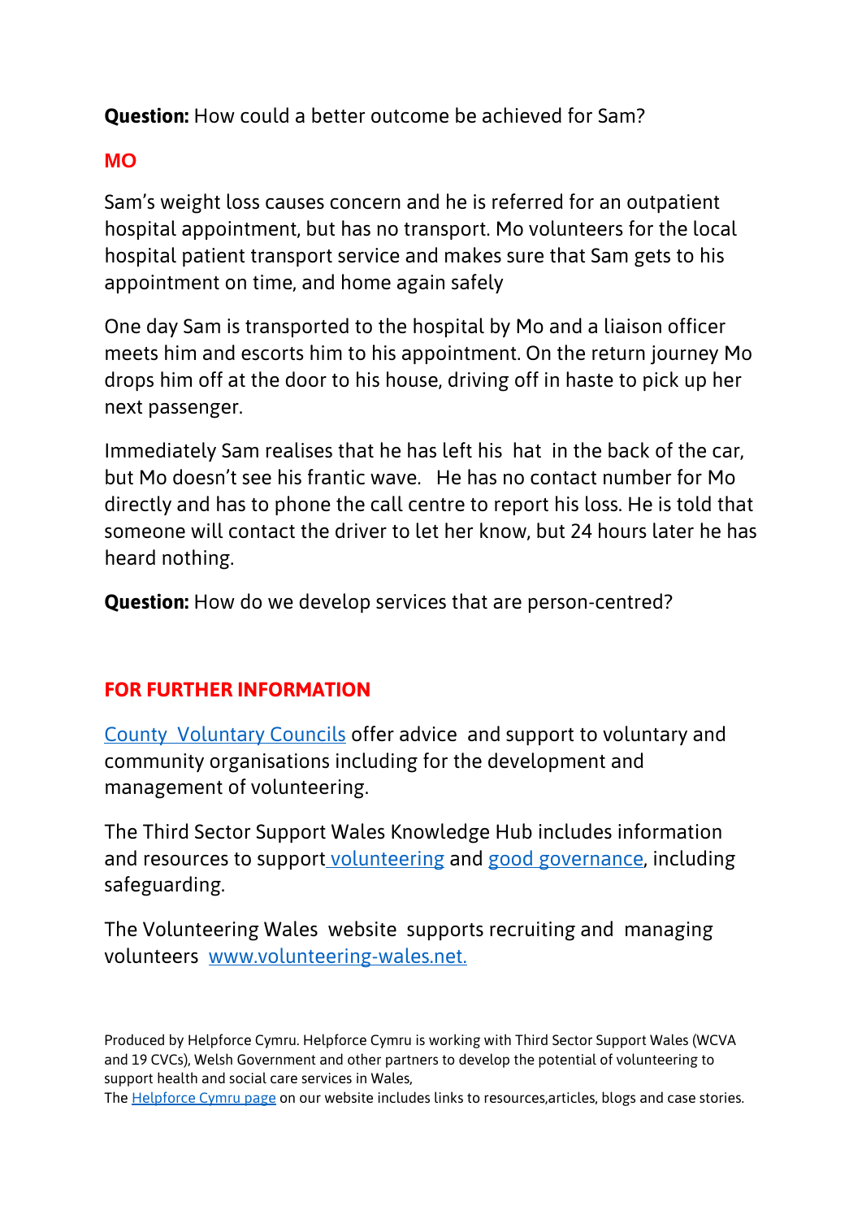**Question:** How could a better outcome be achieved for Sam?

## MO

Sam's weight loss causes concern and he is referred for an outpatient hospital appointment, but has no transport. Mo volunteers for the local hospital patient transport service and makes sure that Sam gets to his appointment on time, and home again safely

One day Sam is transported to the hospital by Mo and a liaison officer meets him and escorts him to his appointment. On the return journey Mo drops him off at the door to his house, driving off in haste to pick up her next passenger.

Immediately Sam realises that he has left his hat in the back of the car, but Mo doesn't see his frantic wave. He has no contact number for Mo directly and has to phone the call centre to report his loss. He is told that someone will contact the driver to let her know, but 24 hours later he has heard nothing.

**Question:** How do we develop services that are person-centred?

## FOR FURTHER INFORMATION

County Voluntary Councils offer advice and support to voluntary and community organisations including for the development and management of volunteering.

The Third Sector Support Wales Knowledge Hub includes information and resources to support volunteering and good governance, including safeguarding.

The Volunteering Wales website supports recruiting and managing volunteers www.volunteering-wales.net.

Produced by Helpforce Cymru. Helpforce Cymru is working with Third Sector Support Wales (WCVA and 19 CVCs), Welsh Government and other partners to develop the potential of volunteering to support health and social care services in Wales,
The Helpforce Cymru page on our website includes links to resources,articles, blogs and case stories.